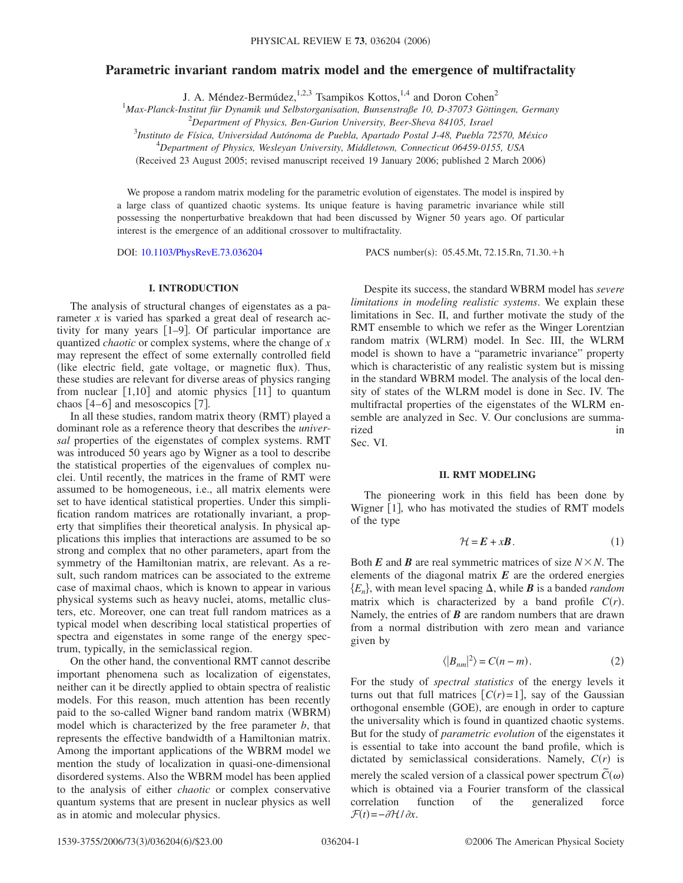# Parametric invariant random matrix model and the emergence of multifractality

J. A. Méndez-Bermúdez,[1,2,3] Tsampikos Kottos,[1,4] and Doron Cohen[2]

[1]Max-Planck-Institut für Dynamik und Selbstorganisation, Bunsenstraße 10, D-37073 Göttingen, Germany
[2]Department of Physics, Ben-Gurion University, Beer-Sheva 84105, Israel
[3]Instituto de Física, Universidad Autónoma de Puebla, Apartado Postal J-48, Puebla 72570, México
[4]Department of Physics, Wesleyan University, Middletown, Connecticut 06459-0155, USA

(Received 23 August 2005; revised manuscript received 19 January 2006; published 2 March 2006)

We propose a random matrix modeling for the parametric evolution of eigenstates. The model is inspired by a large class of quantized chaotic systems. Its unique feature is having parametric invariance while still possessing the nonperturbative breakdown that had been discussed by Wigner 50 years ago. Of particular interest is the emergence of an additional crossover to multifractality.

DOI: 10.1103/PhysRevE.73.036204 PACS number(s): 05.45.Mt, 72.15.Rn, 71.30.+h

## I. INTRODUCTION

The analysis of structural changes of eigenstates as a parameter $x$ is varied has sparked a great deal of research activity for many years [1–9]. Of particular importance are quantized *chaotic* or complex systems, where the change of $x$ may represent the effect of some externally controlled field (like electric field, gate voltage, or magnetic flux). Thus, these studies are relevant for diverse areas of physics ranging from nuclear [1,10] and atomic physics [11] to quantum chaos [4–6] and mesoscopics [7].

In all these studies, random matrix theory (RMT) played a dominant role as a reference theory that describes the *universal* properties of the eigenstates of complex systems. RMT was introduced 50 years ago by Wigner as a tool to describe the statistical properties of the eigenvalues of complex nuclei. Until recently, the matrices in the frame of RMT were assumed to be homogeneous, i.e., all matrix elements were set to have identical statistical properties. Under this simplification random matrices are rotationally invariant, a property that simplifies their theoretical analysis. In physical applications this implies that interactions are assumed to be so strong and complex that no other parameters, apart from the symmetry of the Hamiltonian matrix, are relevant. As a result, such random matrices can be associated to the extreme case of maximal chaos, which is known to appear in various physical systems such as heavy nuclei, atoms, metallic clusters, etc. Moreover, one can treat full random matrices as a typical model when describing local statistical properties of spectra and eigenstates in some range of the energy spectrum, typically, in the semiclassical region.

On the other hand, the conventional RMT cannot describe important phenomena such as localization of eigenstates, neither can it be directly applied to obtain spectra of realistic models. For this reason, much attention has been recently paid to the so-called Wigner band random matrix (WBRM) model which is characterized by the free parameter $b$, that represents the effective bandwidth of a Hamiltonian matrix. Among the important applications of the WBRM model we mention the study of localization in quasi-one-dimensional disordered systems. Also the WBRM model has been applied to the analysis of either *chaotic* or complex conservative quantum systems that are present in nuclear physics as well as in atomic and molecular physics.

Despite its success, the standard WBRM model has *severe limitations in modeling realistic systems*. We explain these limitations in Sec. II, and further motivate the study of the RMT ensemble to which we refer as the Winger Lorentzian random matrix (WLRM) model. In Sec. III, the WLRM model is shown to have a "parametric invariance" property which is characteristic of any realistic system but is missing in the standard WBRM model. The analysis of the local density of states of the WLRM model is done in Sec. IV. The multifractal properties of the eigenstates of the WLRM ensemble are analyzed in Sec. V. Our conclusions are summarized in Sec. VI.

## II. RMT MODELING

The pioneering work in this field has been done by Wigner [1], who has motivated the studies of RMT models of the type

$$\mathcal{H} = \boldsymbol{E} + x\boldsymbol{B}. \tag{1}$$

Both $\boldsymbol{E}$ and $\boldsymbol{B}$ are real symmetric matrices of size $N \times N$. The elements of the diagonal matrix $\boldsymbol{E}$ are the ordered energies $\{E_n\}$, with mean level spacing $\Delta$, while $\boldsymbol{B}$ is a banded *random* matrix which is characterized by a band profile $C(r)$. Namely, the entries of $\boldsymbol{B}$ are random numbers that are drawn from a normal distribution with zero mean and variance given by

$$\langle |B_{nm}|^2 \rangle = C(n-m). \tag{2}$$

For the study of *spectral statistics* of the energy levels it turns out that full matrices $[C(r)=1]$, say of the Gaussian orthogonal ensemble (GOE), are enough in order to capture the universality which is found in quantized chaotic systems. But for the study of *parametric evolution* of the eigenstates it is essential to take into account the band profile, which is dictated by semiclassical considerations. Namely, $C(r)$ is merely the scaled version of a classical power spectrum $\tilde{C}(\omega)$ which is obtained via a Fourier transform of the classical correlation function of the generalized force $\mathcal{F}(t) = -\partial\mathcal{H}/\partial x$.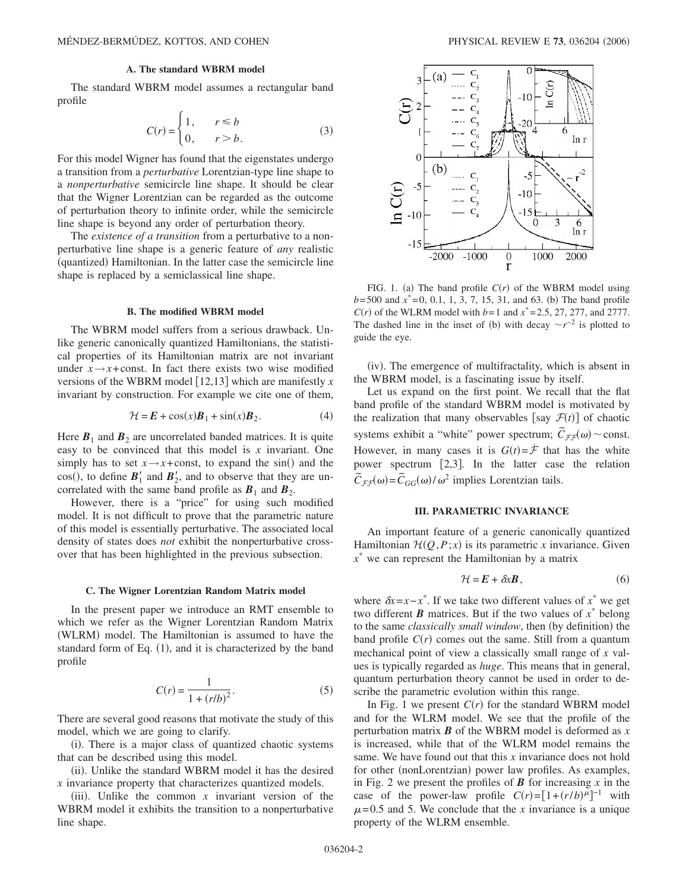### A. The standard WBRM model

The standard WBRM model assumes a rectangular band profile

$$C(r) = \begin{cases} 1, & r \leq b \\ 0, & r > b. \end{cases} \tag{3}$$

For this model Wigner has found that the eigenstates undergo a transition from a *perturbative* Lorentzian-type line shape to a *nonperturbative* semicircle line shape. It should be clear that the Wigner Lorentzian can be regarded as the outcome of perturbation theory to infinite order, while the semicircle line shape is beyond any order of perturbation theory.

The *existence of a transition* from a perturbative to a nonperturbative line shape is a generic feature of *any* realistic (quantized) Hamiltonian. In the latter case the semicircle line shape is replaced by a semiclassical line shape.

### B. The modified WBRM model

The WBRM model suffers from a serious drawback. Unlike generic canonically quantized Hamiltonians, the statistical properties of its Hamiltonian matrix are not invariant under $x \to x + \text{const}$. In fact there exists two wise modified versions of the WBRM model [12,13] which are manifestly $x$ invariant by construction. For example we cite one of them,

$$\mathcal{H} = \boldsymbol{E} + \cos(x)\boldsymbol{B}_1 + \sin(x)\boldsymbol{B}_2. \tag{4}$$

Here $\boldsymbol{B}_1$ and $\boldsymbol{B}_2$ are uncorrelated banded matrices. It is quite easy to be convinced that this model is $x$ invariant. One simply has to set $x \to x + \text{const}$, to expand the sin() and the cos(), to define $\boldsymbol{B}_1'$ and $\boldsymbol{B}_2'$, and to observe that they are uncorrelated with the same band profile as $\boldsymbol{B}_1$ and $\boldsymbol{B}_2$.

However, there is a "price" for using such modified model. It is not difficult to prove that the parametric nature of this model is essentially perturbative. The associated local density of states does *not* exhibit the nonperturbative crossover that has been highlighted in the previous subsection.

### C. The Wigner Lorentzian Random Matrix model

In the present paper we introduce an RMT ensemble to which we refer as the Wigner Lorentzian Random Matrix (WLRM) model. The Hamiltonian is assumed to have the standard form of Eq. (1), and it is characterized by the band profile

$$C(r) = \frac{1}{1 + (r/b)^2}. \tag{5}$$

There are several good reasons that motivate the study of this model, which we are going to clarify.

(i). There is a major class of quantized chaotic systems that can be described using this model.

(ii). Unlike the standard WBRM model it has the desired $x$ invariance property that characterizes quantized models.

(iii). Unlike the common $x$ invariant version of the WBRM model it exhibits the transition to a nonperturbative line shape.

FIG. 1. (a) The band profile $C(r)$ of the WBRM model using $b=500$ and $x^*=0$, 0.1, 1, 3, 7, 15, 31, and 63. (b) The band profile $C(r)$ of the WLRM model with $b=1$ and $x^*=2.5$, 27, 277, and 2777. The dashed line in the inset of (b) with decay $\sim r^{-2}$ is plotted to guide the eye.

(iv). The emergence of multifractality, which is absent in the WBRM model, is a fascinating issue by itself.

Let us expand on the first point. We recall that the flat band profile of the standard WBRM model is motivated by the realization that many observables [say $\mathcal{F}(t)$] of chaotic systems exhibit a "white" power spectrum; $\tilde{C}_{\mathcal{FF}}(\omega) \sim \text{const}$. However, in many cases it is $G(t) = \dot{\mathcal{F}}$ that has the white power spectrum [2,3]. In the latter case the relation $\tilde{C}_{\mathcal{FF}}(\omega) = \tilde{C}_{GG}(\omega)/\omega^2$ implies Lorentzian tails.

## III. PARAMETRIC INVARIANCE

An important feature of a generic canonically quantized Hamiltonian $\mathcal{H}(Q,P;x)$ is its parametric $x$ invariance. Given $x^*$ we can represent the Hamiltonian by a matrix

$$\mathcal{H} = \boldsymbol{E} + \delta x \boldsymbol{B}, \tag{6}$$

where $\delta x = x - x^*$. If we take two different values of $x^*$ we get two different $\boldsymbol{B}$ matrices. But if the two values of $x^*$ belong to the same *classically small window*, then (by definition) the band profile $C(r)$ comes out the same. Still from a quantum mechanical point of view a classically small range of $x$ values is typically regarded as *huge*. This means that in general, quantum perturbation theory cannot be used in order to describe the parametric evolution within this range.

In Fig. 1 we present $C(r)$ for the standard WBRM model and for the WLRM model. We see that the profile of the perturbation matrix $\boldsymbol{B}$ of the WBRM model is deformed as $x$ is increased, while that of the WLRM model remains the same. We have found out that this $x$ invariance does not hold for other (nonLorentzian) power law profiles. As examples, in Fig. 2 we present the profiles of $\boldsymbol{B}$ for increasing $x$ in the case of the power-law profile $C(r) = [1 + (r/b)^\mu]^{-1}$ with $\mu = 0.5$ and 5. We conclude that the $x$ invariance is a unique property of the WLRM ensemble.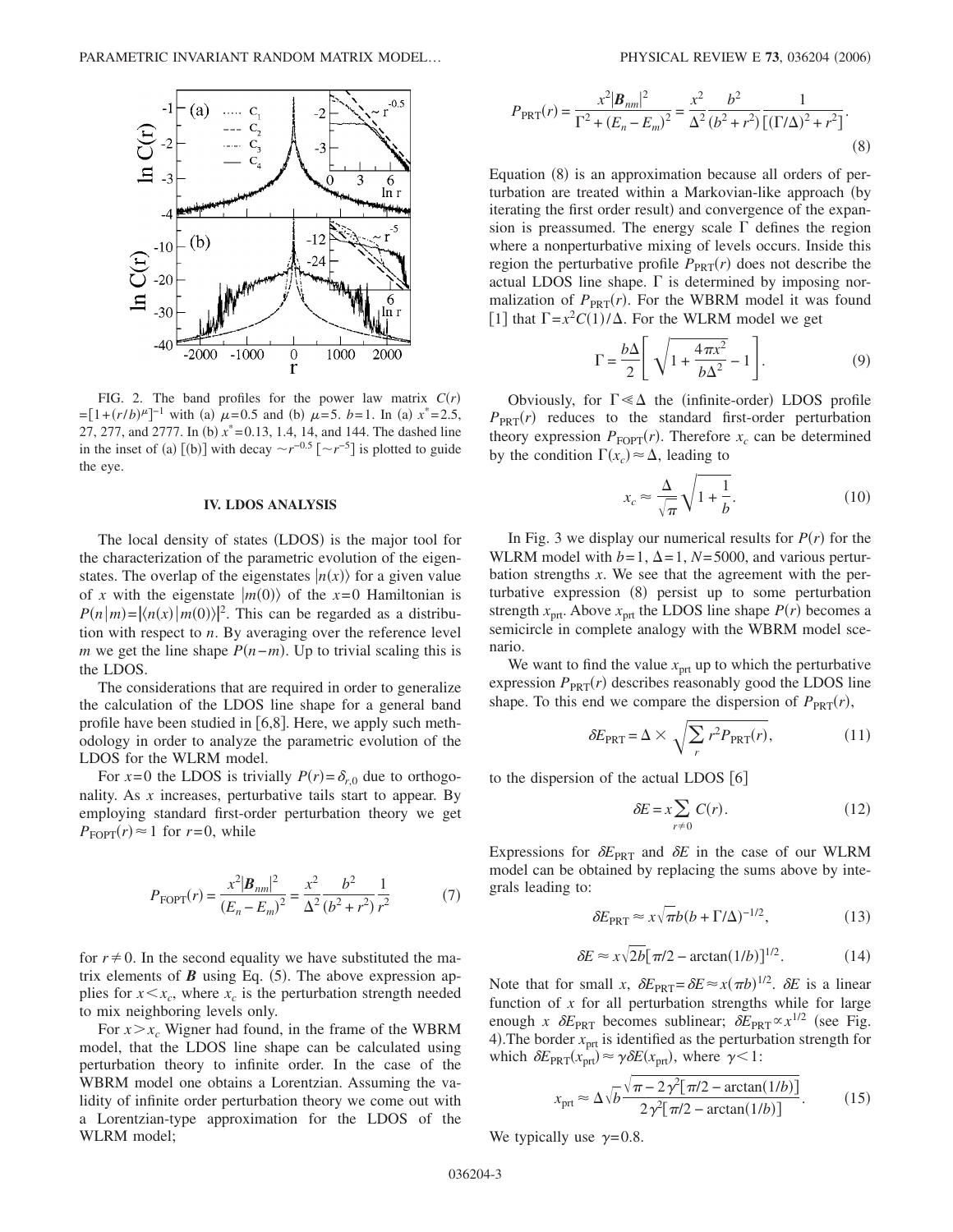FIG. 2. The band profiles for the power law matrix $C(r) = [1+(r/b)^{\mu}]^{-1}$ with (a) $\mu=0.5$ and (b) $\mu=5$. $b=1$. In (a) $x^*=2.5$, 27, 277, and 2777. In (b) $x^*=0.13$, 1.4, 14, and 144. The dashed line in the inset of (a) [(b)] with decay $\sim r^{-0.5}$ [$\sim r^{-5}$] is plotted to guide the eye.

## IV. LDOS ANALYSIS

The local density of states (LDOS) is the major tool for the characterization of the parametric evolution of the eigenstates. The overlap of the eigenstates $|n(x)\rangle$ for a given value of $x$ with the eigenstate $|m(0)\rangle$ of the $x=0$ Hamiltonian is $P(n|m) = |\langle n(x)|m(0)\rangle|^2$. This can be regarded as a distribution with respect to $n$. By averaging over the reference level $m$ we get the line shape $P(n-m)$. Up to trivial scaling this is the LDOS.

The considerations that are required in order to generalize the calculation of the LDOS line shape for a general band profile have been studied in [6,8]. Here, we apply such methodology in order to analyze the parametric evolution of the LDOS for the WLRM model.

For $x=0$ the LDOS is trivially $P(r)=\delta_{r,0}$ due to orthogonality. As $x$ increases, perturbative tails start to appear. By employing standard first-order perturbation theory we get $P_{\text{FOPT}}(r) \approx 1$ for $r=0$, while

$$P_{\text{FOPT}}(r) = \frac{x^2|\boldsymbol{B}_{nm}|^2}{(E_n - E_m)^2} = \frac{x^2}{\Delta^2}\frac{b^2}{(b^2+r^2)}\frac{1}{r^2} \tag{7}$$

for $r \neq 0$. In the second equality we have substituted the matrix elements of $\boldsymbol{B}$ using Eq. (5). The above expression applies for $x < x_c$, where $x_c$ is the perturbation strength needed to mix neighboring levels only.

For $x > x_c$ Wigner had found, in the frame of the WBRM model, that the LDOS line shape can be calculated using perturbation theory to infinite order. In the case of the WBRM model one obtains a Lorentzian. Assuming the validity of infinite order perturbation theory we come out with a Lorentzian-type approximation for the LDOS of the WLRM model;

$$P_{\text{PRT}}(r) = \frac{x^2|\boldsymbol{B}_{nm}|^2}{\Gamma^2 + (E_n - E_m)^2} = \frac{x^2}{\Delta^2}\frac{b^2}{(b^2+r^2)}\frac{1}{[(\Gamma/\Delta)^2 + r^2]}. \tag{8}$$

Equation (8) is an approximation because all orders of perturbation are treated within a Markovian-like approach (by iterating the first order result) and convergence of the expansion is preassumed. The energy scale $\Gamma$ defines the region where a nonperturbative mixing of levels occurs. Inside this region the perturbative profile $P_{\text{PRT}}(r)$ does not describe the actual LDOS line shape. $\Gamma$ is determined by imposing normalization of $P_{\text{PRT}}(r)$. For the WBRM model it was found [1] that $\Gamma = x^2 C(1)/\Delta$. For the WLRM model we get

$$\Gamma = \frac{b\Delta}{2}\left[\sqrt{1 + \frac{4\pi x^2}{b\Delta^2}} - 1\right]. \tag{9}$$

Obviously, for $\Gamma \ll \Delta$ the (infinite-order) LDOS profile $P_{\text{PRT}}(r)$ reduces to the standard first-order perturbation theory expression $P_{\text{FOPT}}(r)$. Therefore $x_c$ can be determined by the condition $\Gamma(x_c) \approx \Delta$, leading to

$$x_c \approx \frac{\Delta}{\sqrt{\pi}}\sqrt{1 + \frac{1}{b}}. \tag{10}$$

In Fig. 3 we display our numerical results for $P(r)$ for the WLRM model with $b=1$, $\Delta=1$, $N=5000$, and various perturbation strengths $x$. We see that the agreement with the perturbative expression (8) persist up to some perturbation strength $x_{\text{prt}}$. Above $x_{\text{prt}}$ the LDOS line shape $P(r)$ becomes a semicircle in complete analogy with the WBRM model scenario.

We want to find the value $x_{\text{prt}}$ up to which the perturbative expression $P_{\text{PRT}}(r)$ describes reasonably good the LDOS line shape. To this end we compare the dispersion of $P_{\text{PRT}}(r)$,

$$\delta E_{\text{PRT}} = \Delta \times \sqrt{\sum_r r^2 P_{\text{PRT}}(r)}, \tag{11}$$

to the dispersion of the actual LDOS [6]

$$\delta E = x \sum_{r \neq 0} C(r). \tag{12}$$

Expressions for $\delta E_{\text{PRT}}$ and $\delta E$ in the case of our WLRM model can be obtained by replacing the sums above by integrals leading to:

$$\delta E_{\text{PRT}} \approx x\sqrt{\pi} b (b + \Gamma/\Delta)^{-1/2}, \tag{13}$$

$$\delta E \approx x\sqrt{2b}[\pi/2 - \arctan(1/b)]^{1/2}. \tag{14}$$

Note that for small $x$, $\delta E_{\text{PRT}} = \delta E \approx x(\pi b)^{1/2}$. $\delta E$ is a linear function of $x$ for all perturbation strengths while for large enough $x$ $\delta E_{\text{PRT}}$ becomes sublinear; $\delta E_{\text{PRT}} \propto x^{1/2}$ (see Fig. 4).The border $x_{\text{prt}}$ is identified as the perturbation strength for which $\delta E_{\text{PRT}}(x_{\text{prt}}) \approx \gamma \delta E(x_{\text{prt}})$, where $\gamma < 1$:

$$x_{\text{prt}} \approx \Delta\sqrt{b}\frac{\sqrt{\pi - 2\gamma^2[\pi/2 - \arctan(1/b)]}}{2\gamma^2[\pi/2 - \arctan(1/b)]}. \tag{15}$$

We typically use $\gamma = 0.8$.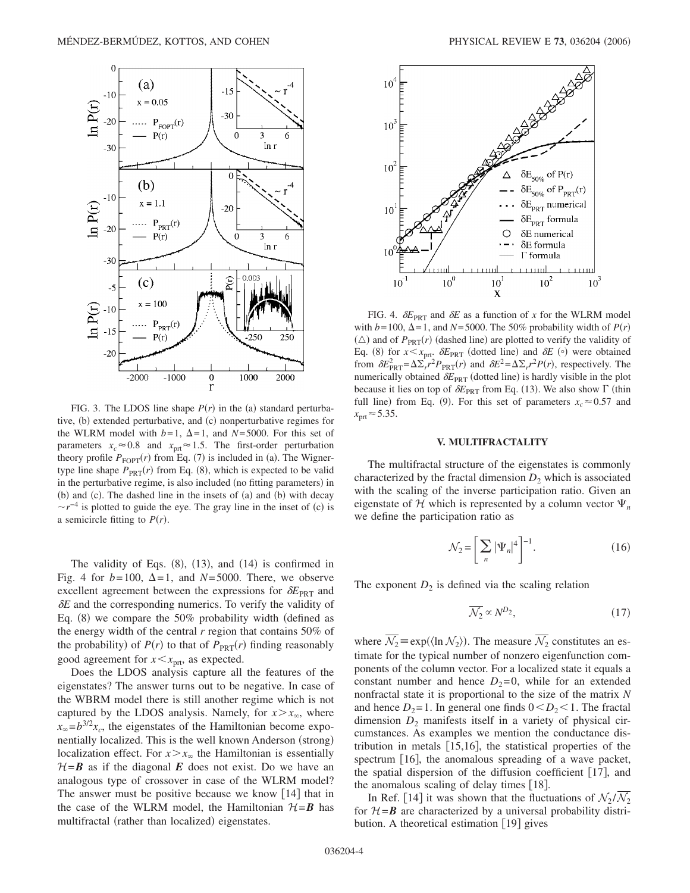FIG. 3. The LDOS line shape $P(r)$ in the (a) standard perturbative, (b) extended perturbative, and (c) nonperturbative regimes for the WLRM model with $b=1$, $\Delta=1$, and $N=5000$. For this set of parameters $x_c \approx 0.8$ and $x_{\rm prt} \approx 1.5$. The first-order perturbation theory profile $P_{\rm FOPT}(r)$ from Eq. (7) is included in (a). The Wigner-type line shape $P_{\rm PRT}(r)$ from Eq. (8), which is expected to be valid in the perturbative regime, is also included (no fitting parameters) in (b) and (c). The dashed line in the insets of (a) and (b) with decay $\sim r^{-4}$ is plotted to guide the eye. The gray line in the inset of (c) is a semicircle fitting to $P(r)$.

The validity of Eqs. (8), (13), and (14) is confirmed in Fig. 4 for $b=100$, $\Delta=1$, and $N=5000$. There, we observe excellent agreement between the expressions for $\delta E_{\rm PRT}$ and $\delta E$ and the corresponding numerics. To verify the validity of Eq. (8) we compare the 50% probability width (defined as the energy width of the central $r$ region that contains 50% of the probability) of $P(r)$ to that of $P_{\rm PRT}(r)$ finding reasonably good agreement for $x < x_{\rm prt}$, as expected.

Does the LDOS analysis capture all the features of the eigenstates? The answer turns out to be negative. In case of the WBRM model there is still another regime which is not captured by the LDOS analysis. Namely, for $x > x_\infty$, where $x_\infty = b^{3/2} x_c$, the eigenstates of the Hamiltonian become exponentially localized. This is the well known Anderson (strong) localization effect. For $x > x_\infty$ the Hamiltonian is essentially $\mathcal{H}=\boldsymbol{B}$ as if the diagonal $\boldsymbol{E}$ does not exist. Do we have an analogous type of crossover in case of the WLRM model? The answer must be positive because we know [14] that in the case of the WLRM model, the Hamiltonian $\mathcal{H}=\boldsymbol{B}$ has multifractal (rather than localized) eigenstates.

FIG. 4. $\delta E_{\rm PRT}$ and $\delta E$ as a function of $x$ for the WLRM model with $b=100$, $\Delta=1$, and $N=5000$. The 50% probability width of $P(r)$ ($\triangle$) and of $P_{\rm PRT}(r)$ (dashed line) are plotted to verify the validity of Eq. (8) for $x < x_{\rm prt}$. $\delta E_{\rm PRT}$ (dotted line) and $\delta E$ ($\circ$) were obtained from $\delta E_{\rm PRT}^2 = \Delta \Sigma_r r^2 P_{\rm PRT}(r)$ and $\delta E^2 = \Delta \Sigma_r r^2 P(r)$, respectively. The numerically obtained $\delta E_{\rm PRT}$ (dotted line) is hardly visible in the plot because it lies on top of $\delta E_{\rm PRT}$ from Eq. (13). We also show $\Gamma$ (thin full line) from Eq. (9). For this set of parameters $x_c \approx 0.57$ and $x_{\rm prt} \approx 5.35$.

## V. MULTIFRACTALITY

The multifractal structure of the eigenstates is commonly characterized by the fractal dimension $D_2$ which is associated with the scaling of the inverse participation ratio. Given an eigenstate of $\mathcal{H}$ which is represented by a column vector $\Psi_n$ we define the participation ratio as

$$\mathcal{N}_2 = \left[ \sum_n |\Psi_n|^4 \right]^{-1}. \tag{16}$$

The exponent $D_2$ is defined via the scaling relation

$$\overline{\mathcal{N}_2} \propto N^{D_2}, \tag{17}$$

where $\overline{\mathcal{N}_2} \equiv \exp(\langle \ln \mathcal{N}_2 \rangle)$. The measure $\overline{\mathcal{N}_2}$ constitutes an estimate for the typical number of nonzero eigenfunction components of the column vector. For a localized state it equals a constant number and hence $D_2=0$, while for an extended nonfractal state it is proportional to the size of the matrix $N$ and hence $D_2=1$. In general one finds $0 < D_2 < 1$. The fractal dimension $D_2$ manifests itself in a variety of physical circumstances. As examples we mention the conductance distribution in metals [15,16], the statistical properties of the spectrum [16], the anomalous spreading of a wave packet, the spatial dispersion of the diffusion coefficient [17], and the anomalous scaling of delay times [18].

In Ref. [14] it was shown that the fluctuations of $\mathcal{N}_2/\overline{\mathcal{N}_2}$ for $\mathcal{H}=\boldsymbol{B}$ are characterized by a universal probability distribution. A theoretical estimation [19] gives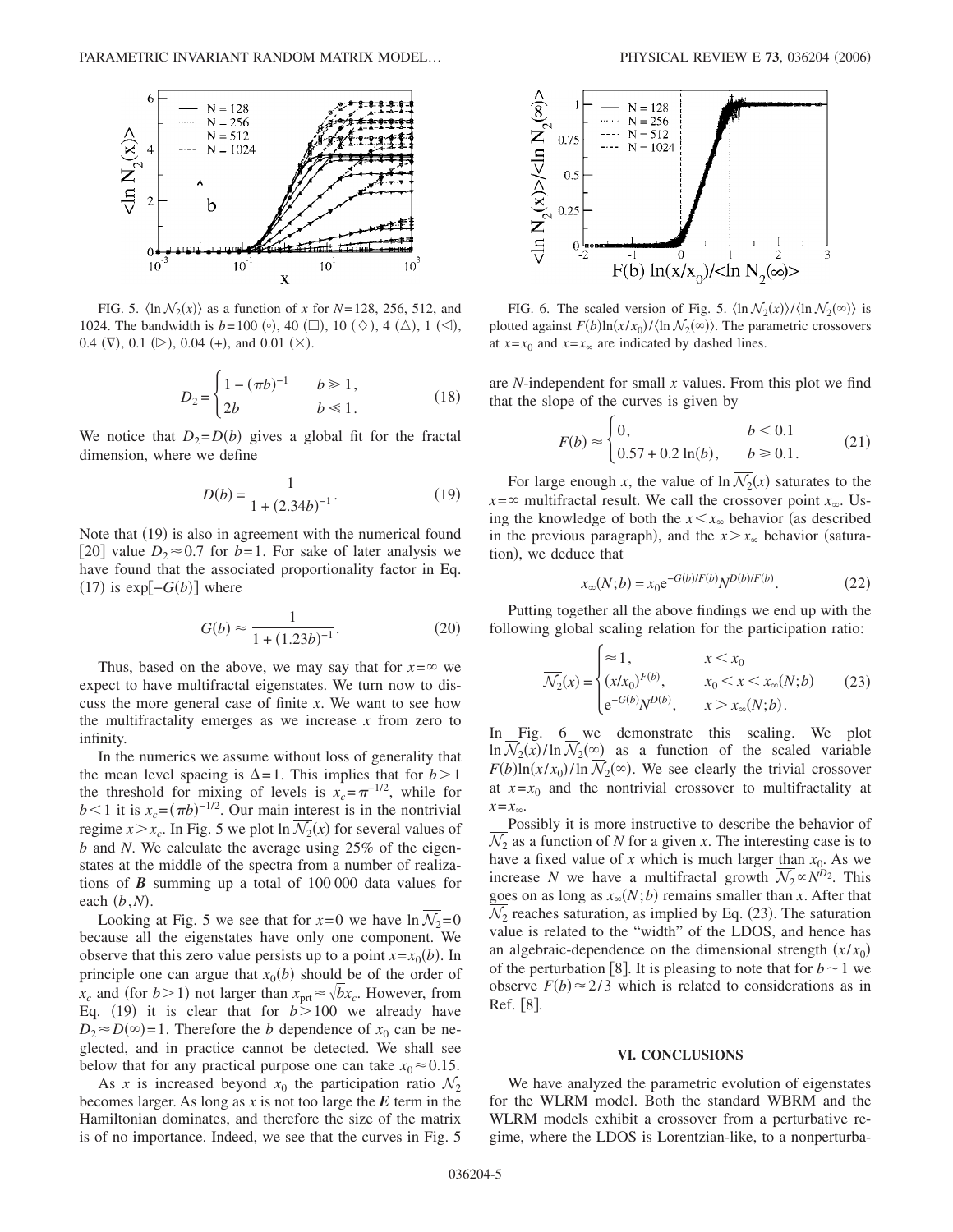FIG. 5. $\langle \ln \mathcal{N}_2(x) \rangle$ as a function of $x$ for $N=128$, 256, 512, and 1024. The bandwidth is $b=100$ (○), 40 (□), 10 (◇), 4 (△), 1 (◁), 0.4 (▽), 0.1 (▷), 0.04 (+), and 0.01 (×).

$$D_2 = \begin{cases} 1-(\pi b)^{-1} & b \gg 1, \\ 2b & b \ll 1. \end{cases} \tag{18}$$

We notice that $D_2 = D(b)$ gives a global fit for the fractal dimension, where we define

$$D(b) = \frac{1}{1+(2.34b)^{-1}}. \tag{19}$$

Note that (19) is also in agreement with the numerical found [20] value $D_2 \approx 0.7$ for $b=1$. For sake of later analysis we have found that the associated proportionality factor in Eq. (17) is $\exp[-G(b)]$ where

$$G(b) \approx \frac{1}{1+(1.23b)^{-1}}. \tag{20}$$

Thus, based on the above, we may say that for $x=\infty$ we expect to have multifractal eigenstates. We turn now to discuss the more general case of finite $x$. We want to see how the multifractality emerges as we increase $x$ from zero to infinity.

In the numerics we assume without loss of generality that the mean level spacing is $\Delta=1$. This implies that for $b>1$ the threshold for mixing of levels is $x_c = \pi^{-1/2}$, while for $b<1$ it is $x_c = (\pi b)^{-1/2}$. Our main interest is in the nontrivial regime $x > x_c$. In Fig. 5 we plot $\ln \overline{\mathcal{N}_2}(x)$ for several values of $b$ and $N$. We calculate the average using 25% of the eigenstates at the middle of the spectra from a number of realizations of $\boldsymbol{B}$ summing up a total of 100 000 data values for each $(b,N)$.

Looking at Fig. 5 we see that for $x=0$ we have $\ln \overline{\mathcal{N}_2}=0$ because all the eigenstates have only one component. We observe that this zero value persists up to a point $x = x_0(b)$. In principle one can argue that $x_0(b)$ should be of the order of $x_c$ and (for $b>1$) not larger than $x_{\text{prt}} \approx \sqrt{b} x_c$. However, from Eq. (19) it is clear that for $b>100$ we already have $D_2 \approx D(\infty)=1$. Therefore the $b$ dependence of $x_0$ can be neglected, and in practice cannot be detected. We shall see below that for any practical purpose one can take $x_0 \approx 0.15$.

As $x$ is increased beyond $x_0$ the participation ratio $\mathcal{N}_2$ becomes larger. As long as $x$ is not too large the $\boldsymbol{E}$ term in the Hamiltonian dominates, and therefore the size of the matrix is of no importance. Indeed, we see that the curves in Fig. 5 are $N$-independent for small $x$ values. From this plot we find that the slope of the curves is given by

FIG. 6. The scaled version of Fig. 5. $\langle \ln \mathcal{N}_2(x) \rangle / \langle \ln \mathcal{N}_2(\infty) \rangle$ is plotted against $F(b)\ln(x/x_0)/\langle \ln \mathcal{N}_2(\infty) \rangle$. The parametric crossovers at $x=x_0$ and $x=x_\infty$ are indicated by dashed lines.

$$F(b) \approx \begin{cases} 0, & b<0.1 \\ 0.57+0.2\ln(b), & b \geq 0.1. \end{cases} \tag{21}$$

For large enough $x$, the value of $\ln \overline{\mathcal{N}_2}(x)$ saturates to the $x=\infty$ multifractal result. We call the crossover point $x_\infty$. Using the knowledge of both the $x<x_\infty$ behavior (as described in the previous paragraph), and the $x>x_\infty$ behavior (saturation), we deduce that

$$x_\infty(N;b) = x_0 \mathrm{e}^{-G(b)/F(b)} N^{D(b)/F(b)}. \tag{22}$$

Putting together all the above findings we end up with the following global scaling relation for the participation ratio:

$$\overline{\mathcal{N}_2}(x) = \begin{cases} \approx 1, & x<x_0 \\ (x/x_0)^{F(b)}, & x_0 < x < x_\infty(N;b) \\ \mathrm{e}^{-G(b)} N^{D(b)}, & x > x_\infty(N;b). \end{cases} \tag{23}$$

In Fig. 6 we demonstrate this scaling. We plot $\ln \overline{\mathcal{N}_2}(x)/\ln \overline{\mathcal{N}_2}(\infty)$ as a function of the scaled variable $F(b)\ln(x/x_0)/\ln \overline{\mathcal{N}_2}(\infty)$. We see clearly the trivial crossover at $x=x_0$ and the nontrivial crossover to multifractality at $x=x_\infty$.

Possibly it is more instructive to describe the behavior of $\overline{\mathcal{N}_2}$ as a function of $N$ for a given $x$. The interesting case is to have a fixed value of $x$ which is much larger than $x_0$. As we increase $N$ we have a multifractal growth $\overline{\mathcal{N}_2} \propto N^{D_2}$. This goes on as long as $x_\infty(N;b)$ remains smaller than $x$. After that $\overline{\mathcal{N}_2}$ reaches saturation, as implied by Eq. (23). The saturation value is related to the "width" of the LDOS, and hence has an algebraic-dependence on the dimensional strength $(x/x_0)$ of the perturbation [8]. It is pleasing to note that for $b \sim 1$ we observe $F(b) \approx 2/3$ which is related to considerations as in Ref. [8].

## VI. CONCLUSIONS

We have analyzed the parametric evolution of eigenstates for the WLRM model. Both the standard WBRM and the WLRM models exhibit a crossover from a perturbative regime, where the LDOS is Lorentzian-like, to a nonperturba-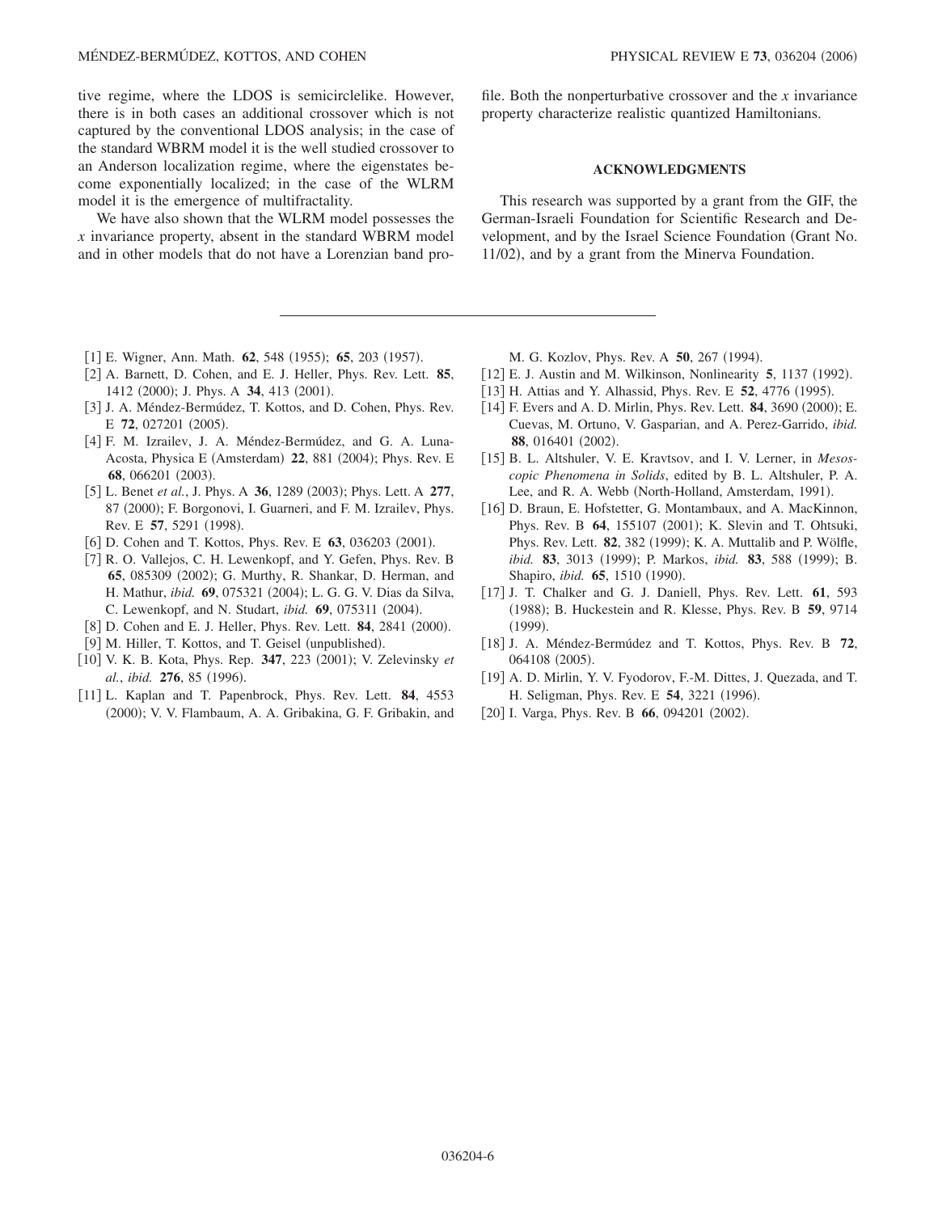tive regime, where the LDOS is semicirclelike. However, there is in both cases an additional crossover which is not captured by the conventional LDOS analysis; in the case of the standard WBRM model it is the well studied crossover to an Anderson localization regime, where the eigenstates become exponentially localized; in the case of the WLRM model it is the emergence of multifractality.

We have also shown that the WLRM model possesses the $x$ invariance property, absent in the standard WBRM model and in other models that do not have a Lorenzian band profile. Both the nonperturbative crossover and the $x$ invariance property characterize realistic quantized Hamiltonians.

## ACKNOWLEDGMENTS

This research was supported by a grant from the GIF, the German-Israeli Foundation for Scientific Research and Development, and by the Israel Science Foundation (Grant No. 11/02), and by a grant from the Minerva Foundation.

---

[1] E. Wigner, Ann. Math. **62**, 548 (1955); **65**, 203 (1957).

[2] A. Barnett, D. Cohen, and E. J. Heller, Phys. Rev. Lett. **85**, 1412 (2000); J. Phys. A **34**, 413 (2001).

[3] J. A. Méndez-Bermúdez, T. Kottos, and D. Cohen, Phys. Rev. E **72**, 027201 (2005).

[4] F. M. Izrailev, J. A. Méndez-Bermúdez, and G. A. Luna-Acosta, Physica E (Amsterdam) **22**, 881 (2004); Phys. Rev. E **68**, 066201 (2003).

[5] L. Benet *et al.*, J. Phys. A **36**, 1289 (2003); Phys. Lett. A **277**, 87 (2000); F. Borgonovi, I. Guarneri, and F. M. Izrailev, Phys. Rev. E **57**, 5291 (1998).

[6] D. Cohen and T. Kottos, Phys. Rev. E **63**, 036203 (2001).

[7] R. O. Vallejos, C. H. Lewenkopf, and Y. Gefen, Phys. Rev. B **65**, 085309 (2002); G. Murthy, R. Shankar, D. Herman, and H. Mathur, *ibid.* **69**, 075321 (2004); L. G. G. V. Dias da Silva, C. Lewenkopf, and N. Studart, *ibid.* **69**, 075311 (2004).

[8] D. Cohen and E. J. Heller, Phys. Rev. Lett. **84**, 2841 (2000).

[9] M. Hiller, T. Kottos, and T. Geisel (unpublished).

[10] V. K. B. Kota, Phys. Rep. **347**, 223 (2001); V. Zelevinsky *et al.*, *ibid.* **276**, 85 (1996).

[11] L. Kaplan and T. Papenbrock, Phys. Rev. Lett. **84**, 4553 (2000); V. V. Flambaum, A. A. Gribakina, G. F. Gribakin, and M. G. Kozlov, Phys. Rev. A **50**, 267 (1994).

[12] E. J. Austin and M. Wilkinson, Nonlinearity **5**, 1137 (1992).

[13] H. Attias and Y. Alhassid, Phys. Rev. E **52**, 4776 (1995).

[14] F. Evers and A. D. Mirlin, Phys. Rev. Lett. **84**, 3690 (2000); E. Cuevas, M. Ortuno, V. Gasparian, and A. Perez-Garrido, *ibid.* **88**, 016401 (2002).

[15] B. L. Altshuler, V. E. Kravtsov, and I. V. Lerner, in *Mesoscopic Phenomena in Solids*, edited by B. L. Altshuler, P. A. Lee, and R. A. Webb (North-Holland, Amsterdam, 1991).

[16] D. Braun, E. Hofstetter, G. Montambaux, and A. MacKinnon, Phys. Rev. B **64**, 155107 (2001); K. Slevin and T. Ohtsuki, Phys. Rev. Lett. **82**, 382 (1999); K. A. Muttalib and P. Wölfle, *ibid.* **83**, 3013 (1999); P. Markos, *ibid.* **83**, 588 (1999); B. Shapiro, *ibid.* **65**, 1510 (1990).

[17] J. T. Chalker and G. J. Daniell, Phys. Rev. Lett. **61**, 593 (1988); B. Huckestein and R. Klesse, Phys. Rev. B **59**, 9714 (1999).

[18] J. A. Méndez-Bermúdez and T. Kottos, Phys. Rev. B **72**, 064108 (2005).

[19] A. D. Mirlin, Y. V. Fyodorov, F.-M. Dittes, J. Quezada, and T. H. Seligman, Phys. Rev. E **54**, 3221 (1996).

[20] I. Varga, Phys. Rev. B **66**, 094201 (2002).